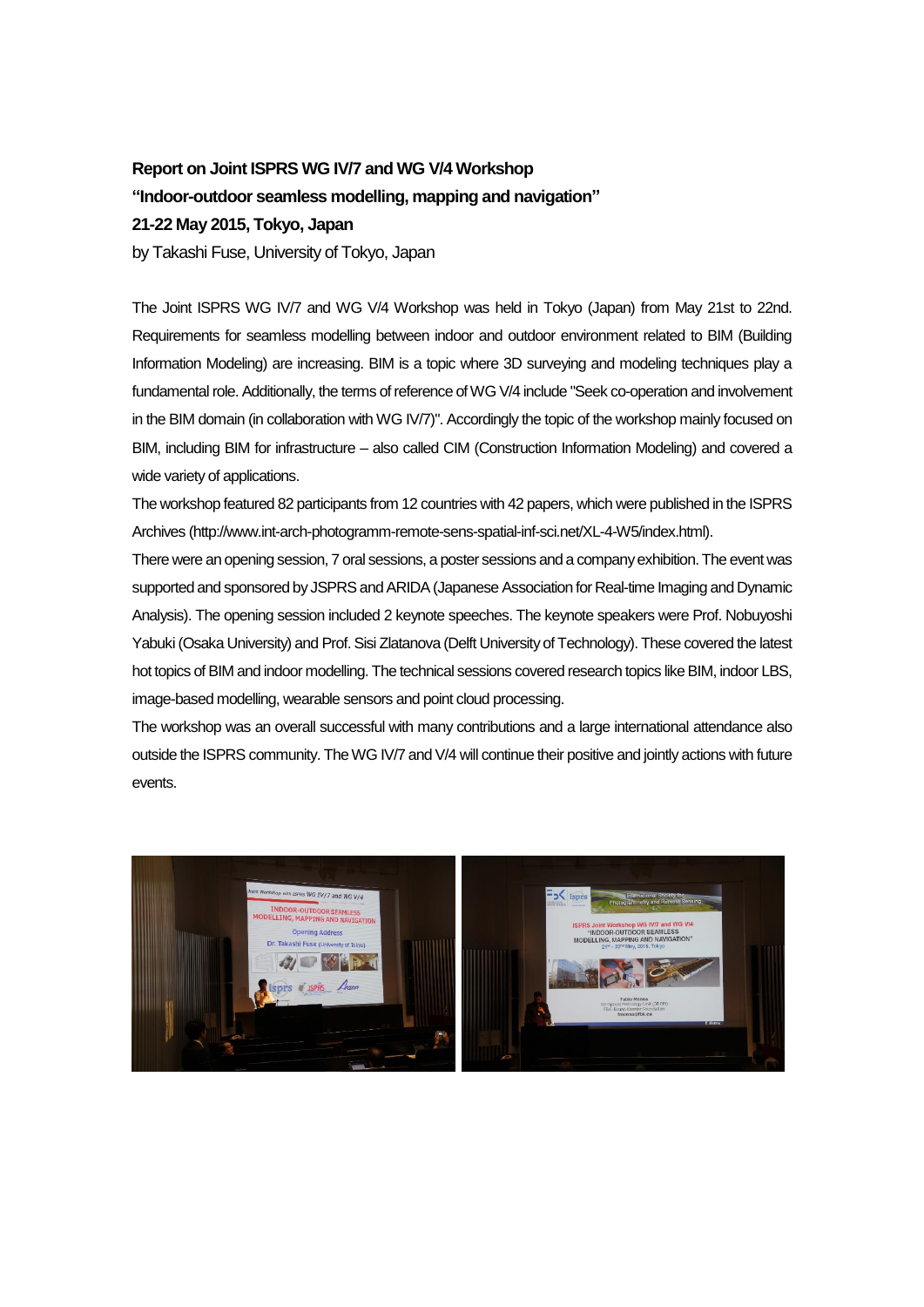**Report on Joint ISPRS WG IV/7 and WG V/4 Workshop**

**"Indoor-outdoor seamless modelling, mapping and navigation"**

**21-22 May 2015, Tokyo, Japan**

by Takashi Fuse, University of Tokyo, Japan

The Joint ISPRS WG IV/7 and WG V/4 Workshop was held in Tokyo (Japan) from May 21st to 22nd. Requirements for seamless modelling between indoor and outdoor environment related to BIM (Building Information Modeling) are increasing. BIM is a topic where 3D surveying and modeling techniques play a fundamental role. Additionally, the terms of reference of WG V/4 include "Seek co-operation and involvement in the BIM domain (in collaboration with WG IV/7)". Accordingly the topic of the workshop mainly focused on BIM, including BIM for infrastructure – also called CIM (Construction Information Modeling) and covered a wide variety of applications.

The workshop featured 82 participants from 12 countries with 42 papers, which were published in the ISPRS Archives (http://www.int-arch-photogramm-remote-sens-spatial-inf-sci.net/XL-4-W5/index.html).

There were an opening session, 7 oral sessions, a poster sessions and a company exhibition. The event was supported and sponsored by JSPRS and ARIDA (Japanese Association for Real-time Imaging and Dynamic Analysis). The opening session included 2 keynote speeches. The keynote speakers were Prof. Nobuyoshi Yabuki (Osaka University) and Prof. Sisi Zlatanova (Delft University of Technology). These covered the latest hot topics of BIM and indoor modelling. The technical sessions covered research topics like BIM, indoor LBS, image-based modelling, wearable sensors and point cloud processing.

The workshop was an overall successful with many contributions and a large international attendance also outside the ISPRS community. The WG IV/7 and V/4 will continue their positive and jointly actions with future events.